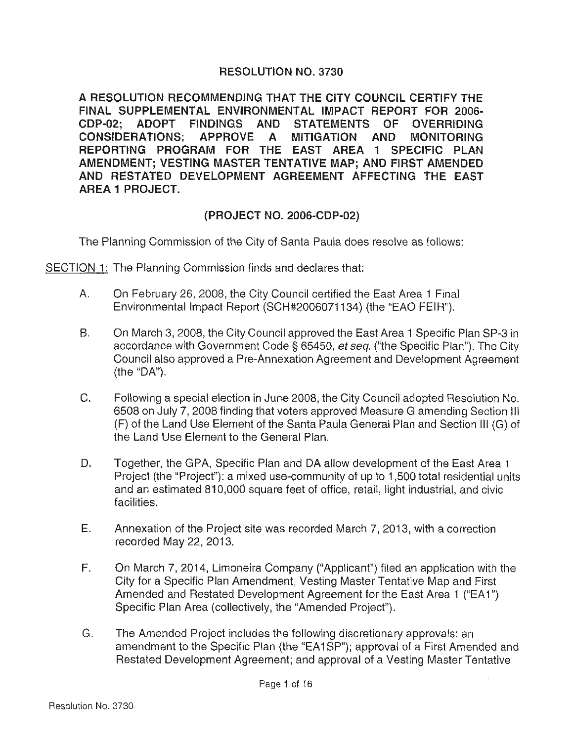# RESOLUTION NO. 3730

**A RESOLUTION RECOMMENDING THAT THE CITY COUNCIL CERTIFY THE FINAL SUPPLEMENTAL ENVIRONMENTAL IMPACT REPORT FOR 2006-CDP-02; ADOPT FINDINGS AND STATEMENTS OF OVERRIDING CONSIDERATIONS; APPROVE A MITIGATION AND MONITORING REPORTING PROGRAM FOR THE EAST AREA 1 SPECIFIC PLAN AMENDMENT; VESTING MASTER TENTATIVE MAP; AND FIRST AMENDED AND RESTATED DEVELOPMENT AGREEMENT AFFECTING THE EAST AREA 1 PROJECT.**

**(PROJECT NO. 2006-CDP-02)**

The Planning Commission of the City of Santa Paula does resolve as follows:

SECTION 1: The Planning Commission finds and declares that:

A. On February 26, 2008, the City Council certified the East Area 1 Final Environmental Impact Report (SCH#2006071134) (the "EAO FEIR").

B. On March 3, 2008, the City Council approved the East Area 1 Specific Plan SP-3 in accordance with Government Code § 65450, *et seq.* ("the Specific Plan"). The City Council also approved a Pre-Annexation Agreement and Development Agreement (the "DA").

C. Following a special election in June 2008, the City Council adopted Resolution No. 6508 on July 7, 2008 finding that voters approved Measure G amending Section III (F) of the Land Use Element of the Santa Paula General Plan and Section III (G) of the Land Use Element to the General Plan.

D. Together, the GPA, Specific Plan and DA allow development of the East Area 1 Project (the "Project"): a mixed use-community of up to 1,500 total residential units and an estimated 810,000 square feet of office, retail, light industrial, and civic facilities.

E. Annexation of the Project site was recorded March 7, 2013, with a correction recorded May 22, 2013.

F. On March 7, 2014, Limoneira Company ("Applicant") filed an application with the City for a Specific Plan Amendment, Vesting Master Tentative Map and First Amended and Restated Development Agreement for the East Area 1 ("EA1") Specific Plan Area (collectively, the "Amended Project").

G. The Amended Project includes the following discretionary approvals: an amendment to the Specific Plan (the "EA1SP"); approval of a First Amended and Restated Development Agreement; and approval of a Vesting Master Tentative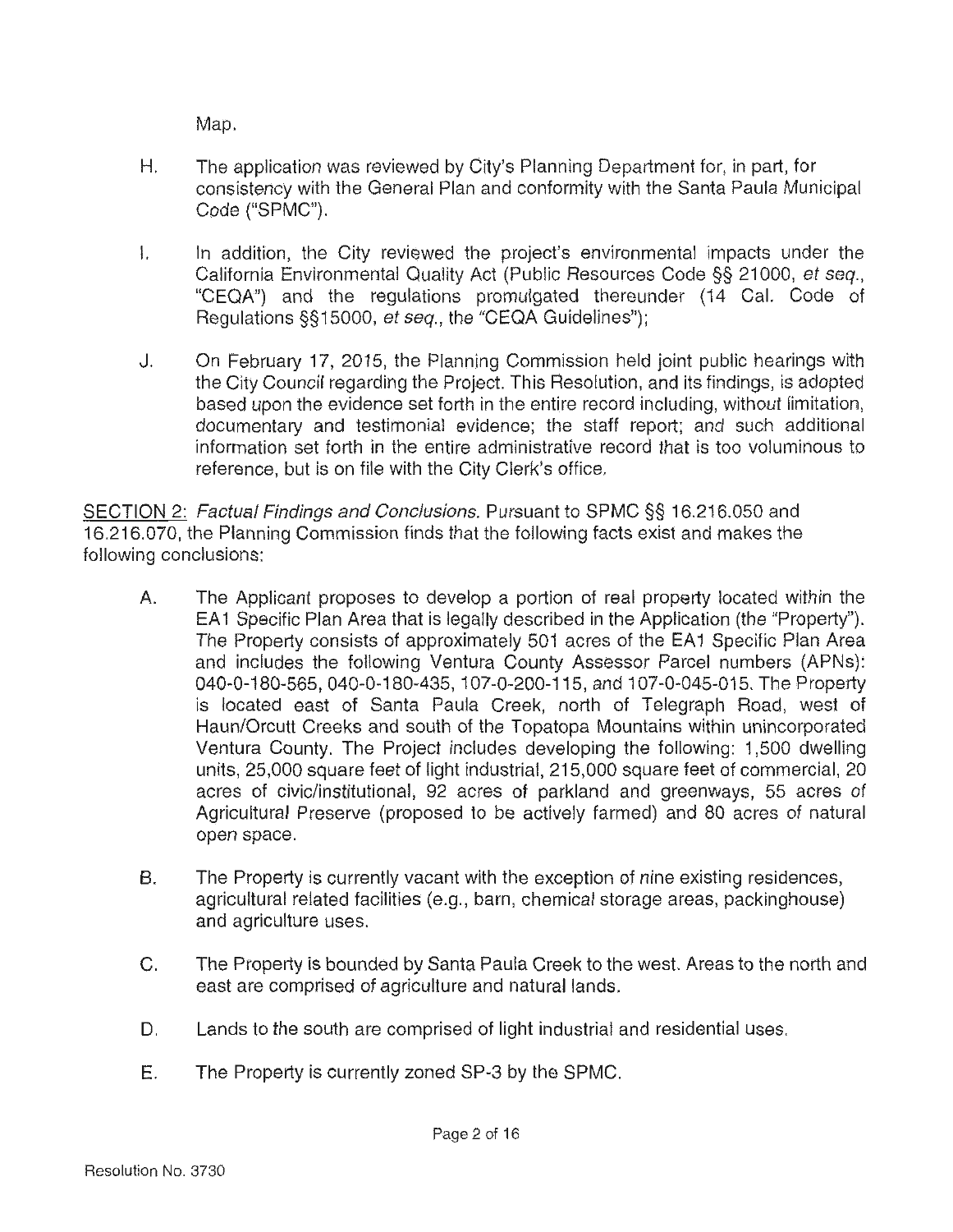Map.

H. The application was reviewed by City's Planning Department for, in part, for consistency with the General Plan and conformity with the Santa Paula Municipal Code ("SPMC").

I. In addition, the City reviewed the project's environmental impacts under the California Environmental Quality Act (Public Resources Code §§ 21000, *et seq.*, "CEQA") and the regulations promulgated thereunder (14 Cal. Code of Regulations §§15000, *et seq.*, the "CEQA Guidelines");

J. On February 17, 2015, the Planning Commission held joint public hearings with the City Council regarding the Project. This Resolution, and its findings, is adopted based upon the evidence set forth in the entire record including, without limitation, documentary and testimonial evidence; the staff report; and such additional information set forth in the entire administrative record that is too voluminous to reference, but is on file with the City Clerk's office.

<u>SECTION 2:</u> *Factual Findings and Conclusions.* Pursuant to SPMC §§ 16.216.050 and 16.216.070, the Planning Commission finds that the following facts exist and makes the following conclusions:

A. The Applicant proposes to develop a portion of real property located within the EA1 Specific Plan Area that is legally described in the Application (the "Property"). The Property consists of approximately 501 acres of the EA1 Specific Plan Area and includes the following Ventura County Assessor Parcel numbers (APNs): 040-0-180-565, 040-0-180-435, 107-0-200-115, and 107-0-045-015. The Property is located east of Santa Paula Creek, north of Telegraph Road, west of Haun/Orcutt Creeks and south of the Topatopa Mountains within unincorporated Ventura County. The Project includes developing the following: 1,500 dwelling units, 25,000 square feet of light industrial, 215,000 square feet of commercial, 20 acres of civic/institutional, 92 acres of parkland and greenways, 55 acres of Agricultural Preserve (proposed to be actively farmed) and 80 acres of natural open space.

B. The Property is currently vacant with the exception of nine existing residences, agricultural related facilities (e.g., barn, chemical storage areas, packinghouse) and agriculture uses.

C. The Property is bounded by Santa Paula Creek to the west. Areas to the north and east are comprised of agriculture and natural lands.

D. Lands to the south are comprised of light industrial and residential uses.

E. The Property is currently zoned SP-3 by the SPMC.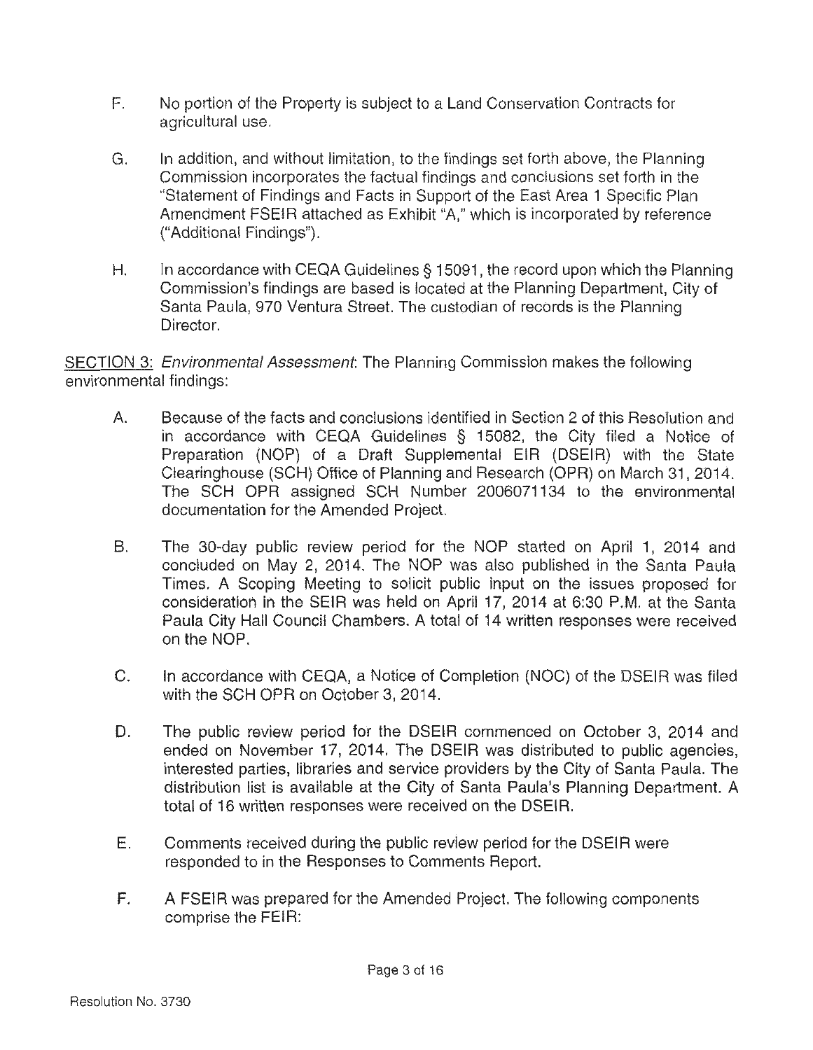F. No portion of the Property is subject to a Land Conservation Contracts for agricultural use.

G. In addition, and without limitation, to the findings set forth above, the Planning Commission incorporates the factual findings and conclusions set forth in the "Statement of Findings and Facts in Support of the East Area 1 Specific Plan Amendment FSEIR attached as Exhibit "A," which is incorporated by reference ("Additional Findings").

H. In accordance with CEQA Guidelines § 15091, the record upon which the Planning Commission's findings are based is located at the Planning Department, City of Santa Paula, 970 Ventura Street. The custodian of records is the Planning Director.

SECTION 3: *Environmental Assessment*: The Planning Commission makes the following environmental findings:

A. Because of the facts and conclusions identified in Section 2 of this Resolution and in accordance with CEQA Guidelines § 15082, the City filed a Notice of Preparation (NOP) of a Draft Supplemental EIR (DSEIR) with the State Clearinghouse (SCH) Office of Planning and Research (OPR) on March 31, 2014. The SCH OPR assigned SCH Number 2006071134 to the environmental documentation for the Amended Project.

B. The 30-day public review period for the NOP started on April 1, 2014 and concluded on May 2, 2014. The NOP was also published in the Santa Paula Times. A Scoping Meeting to solicit public input on the issues proposed for consideration in the SEIR was held on April 17, 2014 at 6:30 P.M. at the Santa Paula City Hall Council Chambers. A total of 14 written responses were received on the NOP.

C. In accordance with CEQA, a Notice of Completion (NOC) of the DSEIR was filed with the SCH OPR on October 3, 2014.

D. The public review period for the DSEIR commenced on October 3, 2014 and ended on November 17, 2014. The DSEIR was distributed to public agencies, interested parties, libraries and service providers by the City of Santa Paula. The distribution list is available at the City of Santa Paula's Planning Department. A total of 16 written responses were received on the DSEIR.

E. Comments received during the public review period for the DSEIR were responded to in the Responses to Comments Report.

F. A FSEIR was prepared for the Amended Project. The following components comprise the FEIR: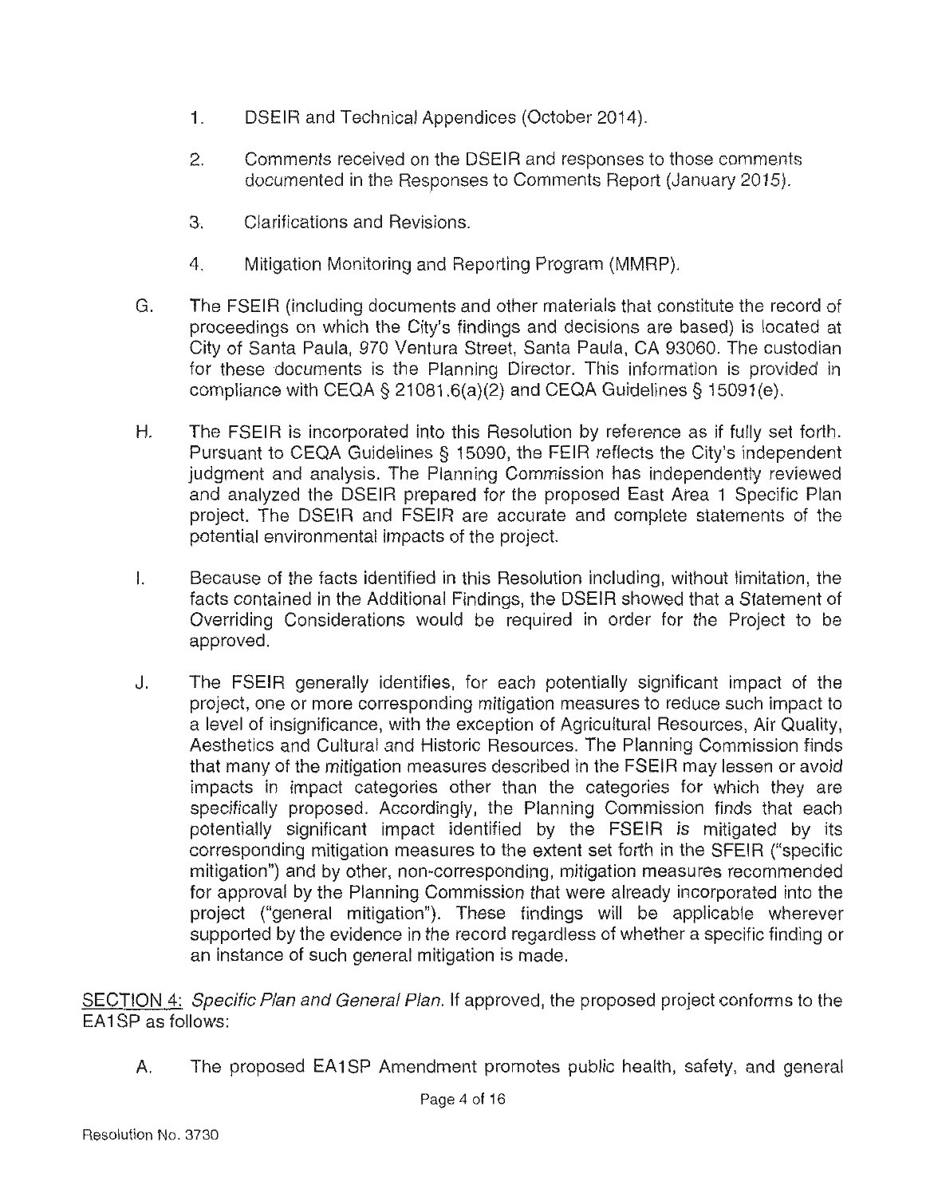1. DSEIR and Technical Appendices (October 2014).

2. Comments received on the DSEIR and responses to those comments documented in the Responses to Comments Report (January 2015).

3. Clarifications and Revisions.

4. Mitigation Monitoring and Reporting Program (MMRP).

G. The FSEIR (including documents and other materials that constitute the record of proceedings on which the City's findings and decisions are based) is located at City of Santa Paula, 970 Ventura Street, Santa Paula, CA 93060. The custodian for these documents is the Planning Director. This information is provided in compliance with CEQA § 21081.6(a)(2) and CEQA Guidelines § 15091(e).

H. The FSEIR is incorporated into this Resolution by reference as if fully set forth. Pursuant to CEQA Guidelines § 15090, the FEIR reflects the City's independent judgment and analysis. The Planning Commission has independently reviewed and analyzed the DSEIR prepared for the proposed East Area 1 Specific Plan project. The DSEIR and FSEIR are accurate and complete statements of the potential environmental impacts of the project.

I. Because of the facts identified in this Resolution including, without limitation, the facts contained in the Additional Findings, the DSEIR showed that a Statement of Overriding Considerations would be required in order for the Project to be approved.

J. The FSEIR generally identifies, for each potentially significant impact of the project, one or more corresponding mitigation measures to reduce such impact to a level of insignificance, with the exception of Agricultural Resources, Air Quality, Aesthetics and Cultural and Historic Resources. The Planning Commission finds that many of the mitigation measures described in the FSEIR may lessen or avoid impacts in impact categories other than the categories for which they are specifically proposed. Accordingly, the Planning Commission finds that each potentially significant impact identified by the FSEIR is mitigated by its corresponding mitigation measures to the extent set forth in the SFEIR ("specific mitigation") and by other, non-corresponding, mitigation measures recommended for approval by the Planning Commission that were already incorporated into the project ("general mitigation"). These findings will be applicable wherever supported by the evidence in the record regardless of whether a specific finding or an instance of such general mitigation is made.

<u>SECTION 4:</u> *Specific Plan and General Plan.* If approved, the proposed project conforms to the EA1SP as follows:

A. The proposed EA1SP Amendment promotes public health, safety, and general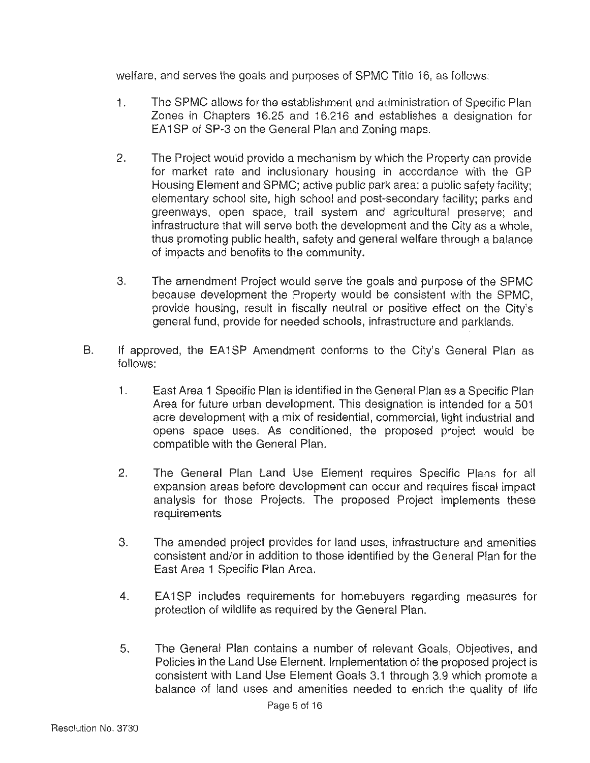welfare, and serves the goals and purposes of SPMC Title 16, as follows:

1. The SPMC allows for the establishment and administration of Specific Plan Zones in Chapters 16.25 and 16.216 and establishes a designation for EA1SP of SP-3 on the General Plan and Zoning maps.

2. The Project would provide a mechanism by which the Property can provide for market rate and inclusionary housing in accordance with the GP Housing Element and SPMC; active public park area; a public safety facility; elementary school site, high school and post-secondary facility; parks and greenways, open space, trail system and agricultural preserve; and infrastructure that will serve both the development and the City as a whole, thus promoting public health, safety and general welfare through a balance of impacts and benefits to the community.

3. The amendment Project would serve the goals and purpose of the SPMC because development the Property would be consistent with the SPMC, provide housing, result in fiscally neutral or positive effect on the City's general fund, provide for needed schools, infrastructure and parklands.

B. If approved, the EA1SP Amendment conforms to the City's General Plan as follows:

1. East Area 1 Specific Plan is identified in the General Plan as a Specific Plan Area for future urban development. This designation is intended for a 501 acre development with a mix of residential, commercial, light industrial and opens space uses. As conditioned, the proposed project would be compatible with the General Plan.

2. The General Plan Land Use Element requires Specific Plans for all expansion areas before development can occur and requires fiscal impact analysis for those Projects. The proposed Project implements these requirements

3. The amended project provides for land uses, infrastructure and amenities consistent and/or in addition to those identified by the General Plan for the East Area 1 Specific Plan Area.

4. EA1SP includes requirements for homebuyers regarding measures for protection of wildlife as required by the General Plan.

5. The General Plan contains a number of relevant Goals, Objectives, and Policies in the Land Use Element. Implementation of the proposed project is consistent with Land Use Element Goals 3.1 through 3.9 which promote a balance of land uses and amenities needed to enrich the quality of life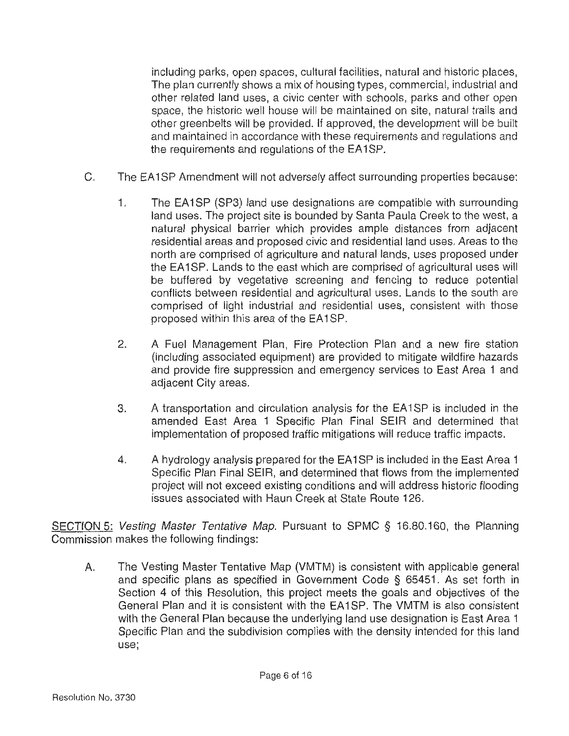including parks, open spaces, cultural facilities, natural and historic places, The plan currently shows a mix of housing types, commercial, industrial and other related land uses, a civic center with schools, parks and other open space, the historic well house will be maintained on site, natural trails and other greenbelts will be provided. If approved, the development will be built and maintained in accordance with these requirements and regulations and the requirements and regulations of the EA1SP.

C. The EA1SP Amendment will not adversely affect surrounding properties because:

1. The EA1SP (SP3) land use designations are compatible with surrounding land uses. The project site is bounded by Santa Paula Creek to the west, a natural physical barrier which provides ample distances from adjacent residential areas and proposed civic and residential land uses. Areas to the north are comprised of agriculture and natural lands, uses proposed under the EA1SP. Lands to the east which are comprised of agricultural uses will be buffered by vegetative screening and fencing to reduce potential conflicts between residential and agricultural uses. Lands to the south are comprised of light industrial and residential uses, consistent with those proposed within this area of the EA1SP.

2. A Fuel Management Plan, Fire Protection Plan and a new fire station (including associated equipment) are provided to mitigate wildfire hazards and provide fire suppression and emergency services to East Area 1 and adjacent City areas.

3. A transportation and circulation analysis for the EA1SP is included in the amended East Area 1 Specific Plan Final SEIR and determined that implementation of proposed traffic mitigations will reduce traffic impacts.

4. A hydrology analysis prepared for the EA1SP is included in the East Area 1 Specific Plan Final SEIR, and determined that flows from the implemented project will not exceed existing conditions and will address historic flooding issues associated with Haun Creek at State Route 126.

SECTION 5: *Vesting Master Tentative Map.* Pursuant to SPMC § 16.80.160, the Planning Commission makes the following findings:

A. The Vesting Master Tentative Map (VMTM) is consistent with applicable general and specific plans as specified in Government Code § 65451. As set forth in Section 4 of this Resolution, this project meets the goals and objectives of the General Plan and it is consistent with the EA1SP. The VMTM is also consistent with the General Plan because the underlying land use designation is East Area 1 Specific Plan and the subdivision complies with the density intended for this land use;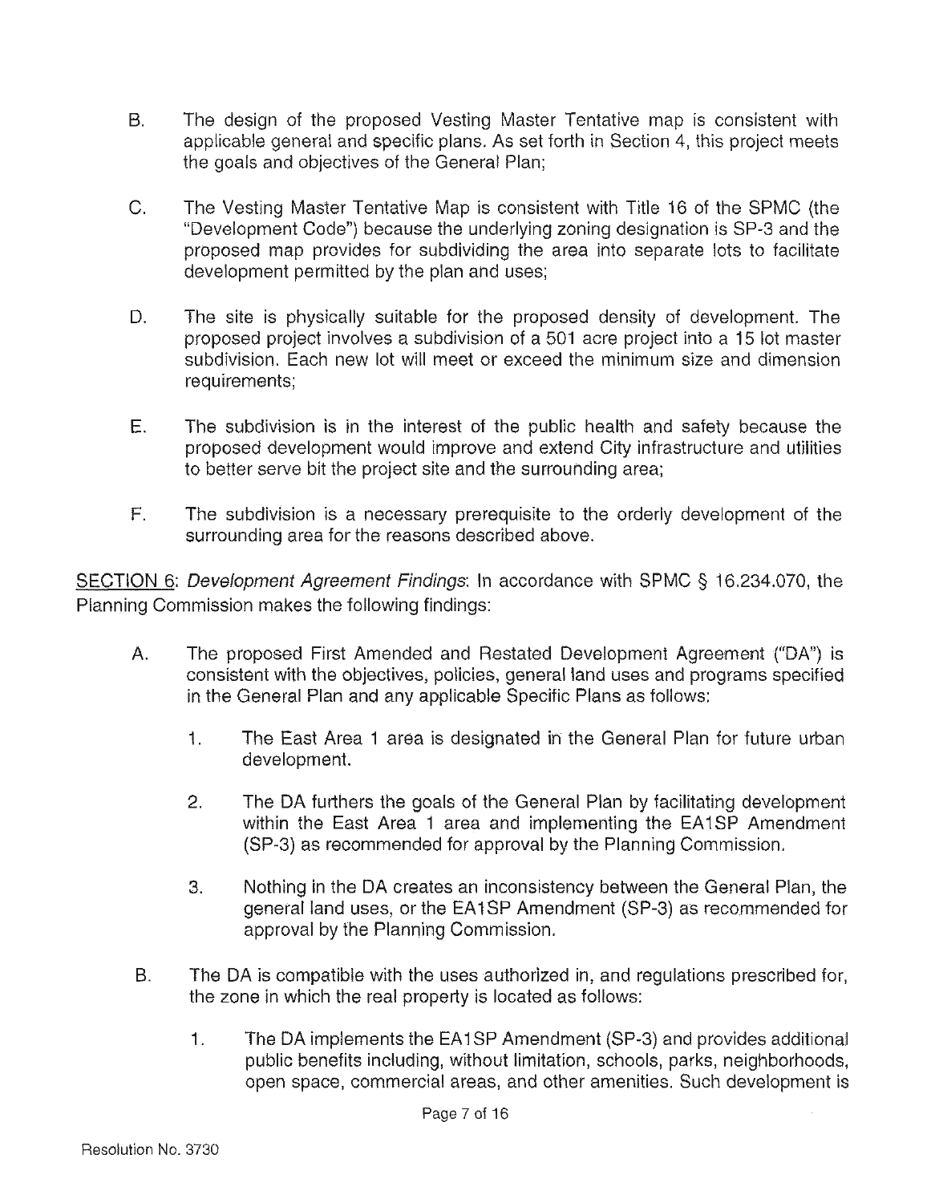B. The design of the proposed Vesting Master Tentative map is consistent with applicable general and specific plans. As set forth in Section 4, this project meets the goals and objectives of the General Plan;

C. The Vesting Master Tentative Map is consistent with Title 16 of the SPMC (the "Development Code") because the underlying zoning designation is SP-3 and the proposed map provides for subdividing the area into separate lots to facilitate development permitted by the plan and uses;

D. The site is physically suitable for the proposed density of development. The proposed project involves a subdivision of a 501 acre project into a 15 lot master subdivision. Each new lot will meet or exceed the minimum size and dimension requirements;

E. The subdivision is in the interest of the public health and safety because the proposed development would improve and extend City infrastructure and utilities to better serve bit the project site and the surrounding area;

F. The subdivision is a necessary prerequisite to the orderly development of the surrounding area for the reasons described above.

SECTION 6: *Development Agreement Findings*: In accordance with SPMC § 16.234.070, the Planning Commission makes the following findings:

A. The proposed First Amended and Restated Development Agreement ("DA") is consistent with the objectives, policies, general land uses and programs specified in the General Plan and any applicable Specific Plans as follows:

1. The East Area 1 area is designated in the General Plan for future urban development.

2. The DA furthers the goals of the General Plan by facilitating development within the East Area 1 area and implementing the EA1SP Amendment (SP-3) as recommended for approval by the Planning Commission.

3. Nothing in the DA creates an inconsistency between the General Plan, the general land uses, or the EA1SP Amendment (SP-3) as recommended for approval by the Planning Commission.

B. The DA is compatible with the uses authorized in, and regulations prescribed for, the zone in which the real property is located as follows:

1. The DA implements the EA1SP Amendment (SP-3) and provides additional public benefits including, without limitation, schools, parks, neighborhoods, open space, commercial areas, and other amenities. Such development is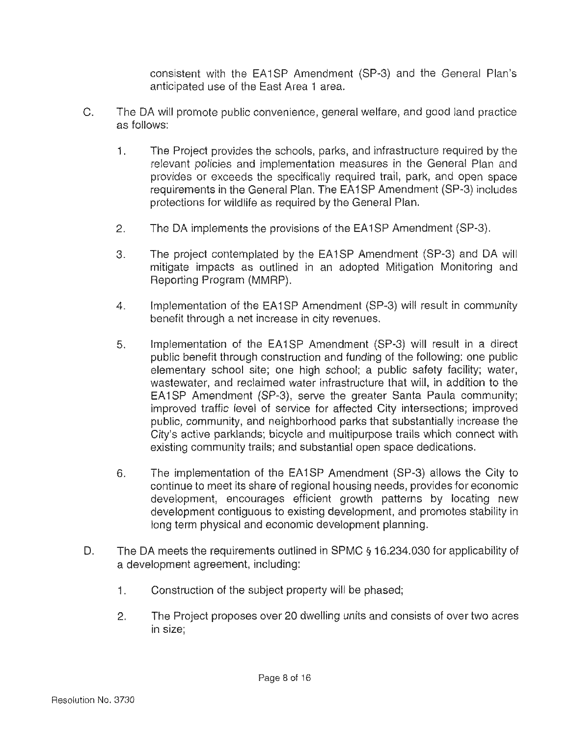consistent with the EA1SP Amendment (SP-3) and the General Plan's anticipated use of the East Area 1 area.

C. The DA will promote public convenience, general welfare, and good land practice as follows:

1. The Project provides the schools, parks, and infrastructure required by the relevant policies and implementation measures in the General Plan and provides or exceeds the specifically required trail, park, and open space requirements in the General Plan. The EA1SP Amendment (SP-3) includes protections for wildlife as required by the General Plan.

2. The DA implements the provisions of the EA1SP Amendment (SP-3).

3. The project contemplated by the EA1SP Amendment (SP-3) and DA will mitigate impacts as outlined in an adopted Mitigation Monitoring and Reporting Program (MMRP).

4. Implementation of the EA1SP Amendment (SP-3) will result in community benefit through a net increase in city revenues.

5. Implementation of the EA1SP Amendment (SP-3) will result in a direct public benefit through construction and funding of the following: one public elementary school site; one high school; a public safety facility; water, wastewater, and reclaimed water infrastructure that will, in addition to the EA1SP Amendment (SP-3), serve the greater Santa Paula community; improved traffic level of service for affected City intersections; improved public, community, and neighborhood parks that substantially increase the City's active parklands; bicycle and multipurpose trails which connect with existing community trails; and substantial open space dedications.

6. The implementation of the EA1SP Amendment (SP-3) allows the City to continue to meet its share of regional housing needs, provides for economic development, encourages efficient growth patterns by locating new development contiguous to existing development, and promotes stability in long term physical and economic development planning.

D. The DA meets the requirements outlined in SPMC § 16.234.030 for applicability of a development agreement, including:

1. Construction of the subject property will be phased;

2. The Project proposes over 20 dwelling units and consists of over two acres in size;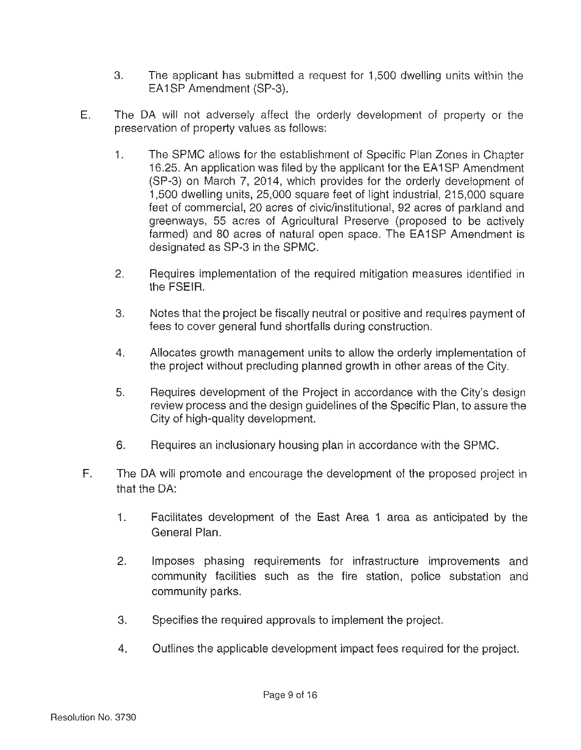3. The applicant has submitted a request for 1,500 dwelling units within the EA1SP Amendment (SP-3).

E. The DA will not adversely affect the orderly development of property or the preservation of property values as follows:

   1. The SPMC allows for the establishment of Specific Plan Zones in Chapter 16.25. An application was filed by the applicant for the EA1SP Amendment (SP-3) on March 7, 2014, which provides for the orderly development of 1,500 dwelling units, 25,000 square feet of light industrial, 215,000 square feet of commercial, 20 acres of civic/institutional, 92 acres of parkland and greenways, 55 acres of Agricultural Preserve (proposed to be actively farmed) and 80 acres of natural open space. The EA1SP Amendment is designated as SP-3 in the SPMC.

   2. Requires implementation of the required mitigation measures identified in the FSEIR.

   3. Notes that the project be fiscally neutral or positive and requires payment of fees to cover general fund shortfalls during construction.

   4. Allocates growth management units to allow the orderly implementation of the project without precluding planned growth in other areas of the City.

   5. Requires development of the Project in accordance with the City's design review process and the design guidelines of the Specific Plan, to assure the City of high-quality development.

   6. Requires an inclusionary housing plan in accordance with the SPMC.

F. The DA will promote and encourage the development of the proposed project in that the DA:

   1. Facilitates development of the East Area 1 area as anticipated by the General Plan.

   2. Imposes phasing requirements for infrastructure improvements and community facilities such as the fire station, police substation and community parks.

   3. Specifies the required approvals to implement the project.

   4. Outlines the applicable development impact fees required for the project.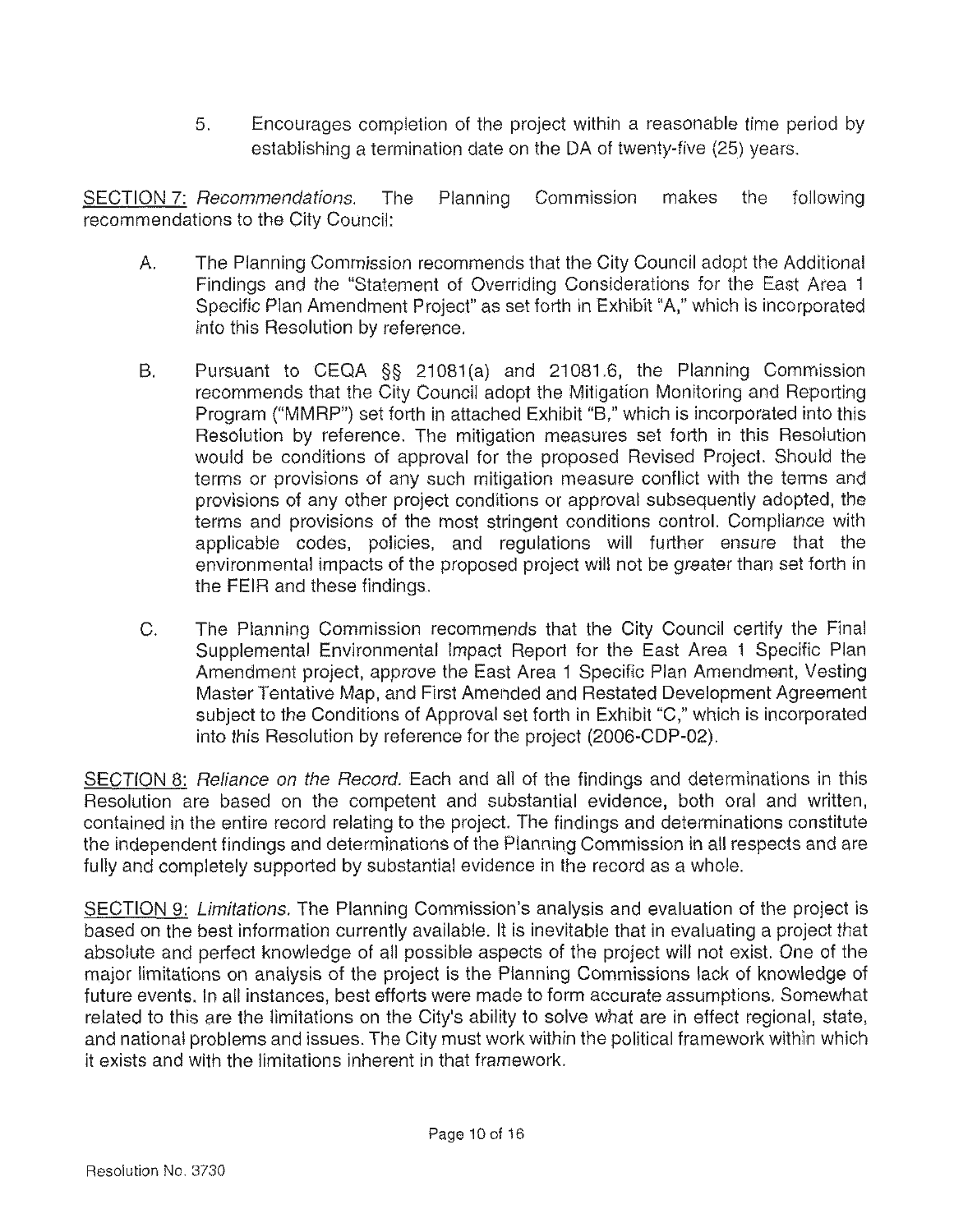5. Encourages completion of the project within a reasonable time period by establishing a termination date on the DA of twenty-five (25) years.

<u>SECTION 7:</u> *Recommendations.* The Planning Commission makes the following recommendations to the City Council:

A. The Planning Commission recommends that the City Council adopt the Additional Findings and the "Statement of Overriding Considerations for the East Area 1 Specific Plan Amendment Project" as set forth in Exhibit "A," which is incorporated into this Resolution by reference.

B. Pursuant to CEQA §§ 21081(a) and 21081.6, the Planning Commission recommends that the City Council adopt the Mitigation Monitoring and Reporting Program ("MMRP") set forth in attached Exhibit "B," which is incorporated into this Resolution by reference. The mitigation measures set forth in this Resolution would be conditions of approval for the proposed Revised Project. Should the terms or provisions of any such mitigation measure conflict with the terms and provisions of any other project conditions or approval subsequently adopted, the terms and provisions of the most stringent conditions control. Compliance with applicable codes, policies, and regulations will further ensure that the environmental impacts of the proposed project will not be greater than set forth in the FEIR and these findings.

C. The Planning Commission recommends that the City Council certify the Final Supplemental Environmental Impact Report for the East Area 1 Specific Plan Amendment project, approve the East Area 1 Specific Plan Amendment, Vesting Master Tentative Map, and First Amended and Restated Development Agreement subject to the Conditions of Approval set forth in Exhibit "C," which is incorporated into this Resolution by reference for the project (2006-CDP-02).

<u>SECTION 8:</u> *Reliance on the Record.* Each and all of the findings and determinations in this Resolution are based on the competent and substantial evidence, both oral and written, contained in the entire record relating to the project. The findings and determinations constitute the independent findings and determinations of the Planning Commission in all respects and are fully and completely supported by substantial evidence in the record as a whole.

<u>SECTION 9:</u> *Limitations.* The Planning Commission's analysis and evaluation of the project is based on the best information currently available. It is inevitable that in evaluating a project that absolute and perfect knowledge of all possible aspects of the project will not exist. One of the major limitations on analysis of the project is the Planning Commissions lack of knowledge of future events. In all instances, best efforts were made to form accurate assumptions. Somewhat related to this are the limitations on the City's ability to solve what are in effect regional, state, and national problems and issues. The City must work within the political framework within which it exists and with the limitations inherent in that framework.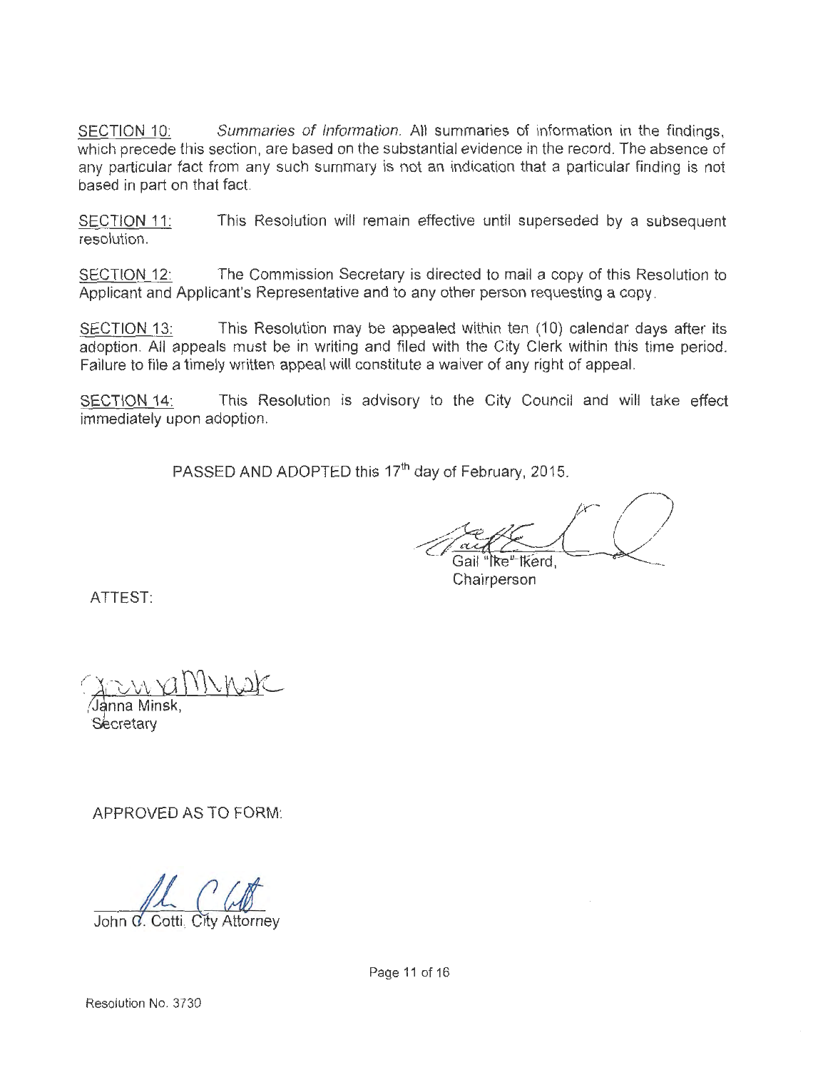SECTION 10: *Summaries of Information.* All summaries of information in the findings, which precede this section, are based on the substantial evidence in the record. The absence of any particular fact from any such summary is not an indication that a particular finding is not based in part on that fact.

SECTION 11: This Resolution will remain effective until superseded by a subsequent resolution.

SECTION 12: The Commission Secretary is directed to mail a copy of this Resolution to Applicant and Applicant's Representative and to any other person requesting a copy.

SECTION 13: This Resolution may be appealed within ten (10) calendar days after its adoption. All appeals must be in writing and filed with the City Clerk within this time period. Failure to file a timely written appeal will constitute a waiver of any right of appeal.

SECTION 14: This Resolution is advisory to the City Council and will take effect immediately upon adoption.

PASSED AND ADOPTED this 17th day of February, 2015.

Gail "Ike" Ikerd,
Chairperson

ATTEST:

Janna Minsk,
Secretary

APPROVED AS TO FORM:

John C. Cotti, City Attorney

Resolution No. 3730